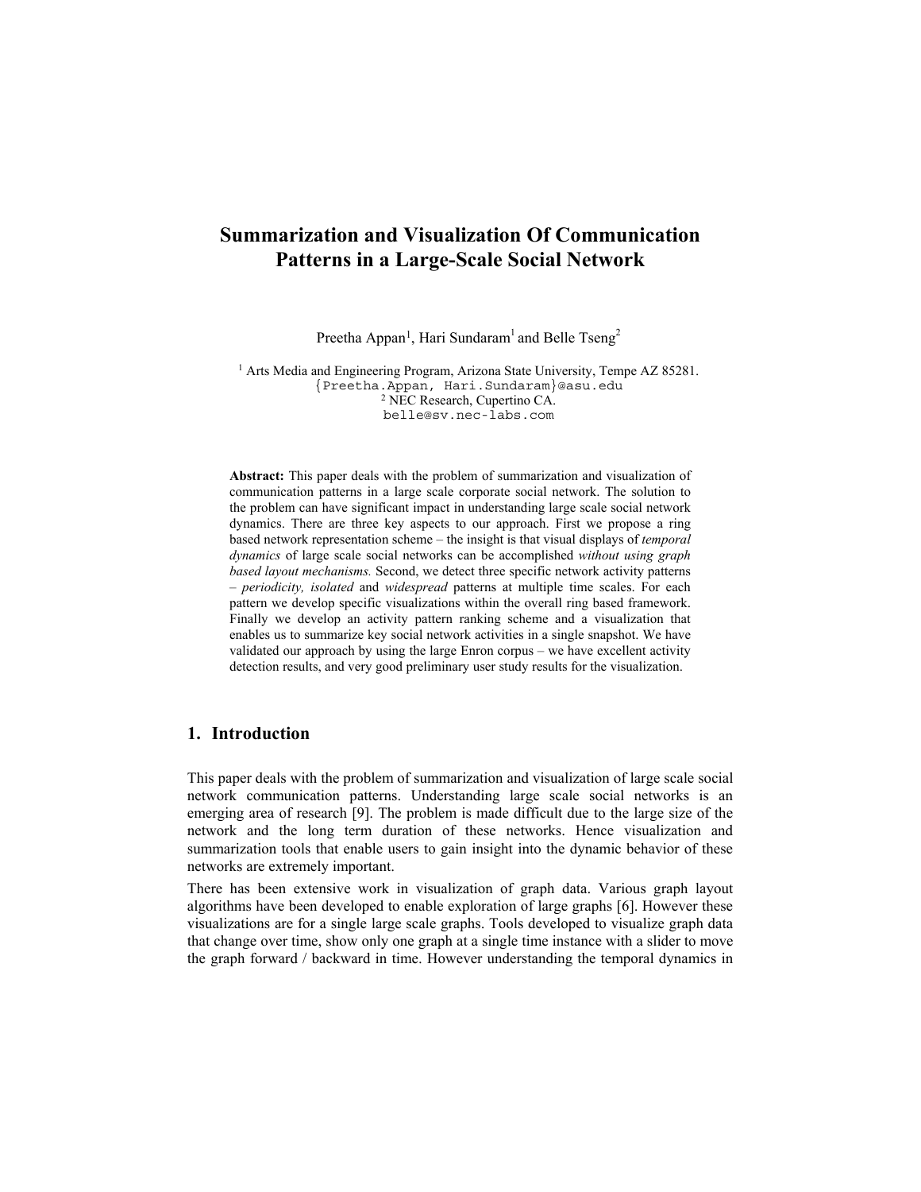# Summarization and Visualization Of Communication Patterns in a Large-Scale Social Network

Preetha Appan[1], Hari Sundaram[1] and Belle Tseng[2]

[1] Arts Media and Engineering Program, Arizona State University, Tempe AZ 85281.
{Preetha.Appan, Hari.Sundaram}@asu.edu
[2] NEC Research, Cupertino CA.
belle@sv.nec-labs.com

**Abstract:** This paper deals with the problem of summarization and visualization of communication patterns in a large scale corporate social network. The solution to the problem can have significant impact in understanding large scale social network dynamics. There are three key aspects to our approach. First we propose a ring based network representation scheme – the insight is that visual displays of *temporal dynamics* of large scale social networks can be accomplished *without using graph based layout mechanisms.* Second, we detect three specific network activity patterns – *periodicity, isolated* and *widespread* patterns at multiple time scales. For each pattern we develop specific visualizations within the overall ring based framework. Finally we develop an activity pattern ranking scheme and a visualization that enables us to summarize key social network activities in a single snapshot. We have validated our approach by using the large Enron corpus – we have excellent activity detection results, and very good preliminary user study results for the visualization.

## 1. Introduction

This paper deals with the problem of summarization and visualization of large scale social network communication patterns. Understanding large scale social networks is an emerging area of research [9]. The problem is made difficult due to the large size of the network and the long term duration of these networks. Hence visualization and summarization tools that enable users to gain insight into the dynamic behavior of these networks are extremely important.

There has been extensive work in visualization of graph data. Various graph layout algorithms have been developed to enable exploration of large graphs [6]. However these visualizations are for a single large scale graphs. Tools developed to visualize graph data that change over time, show only one graph at a single time instance with a slider to move the graph forward / backward in time. However understanding the temporal dynamics in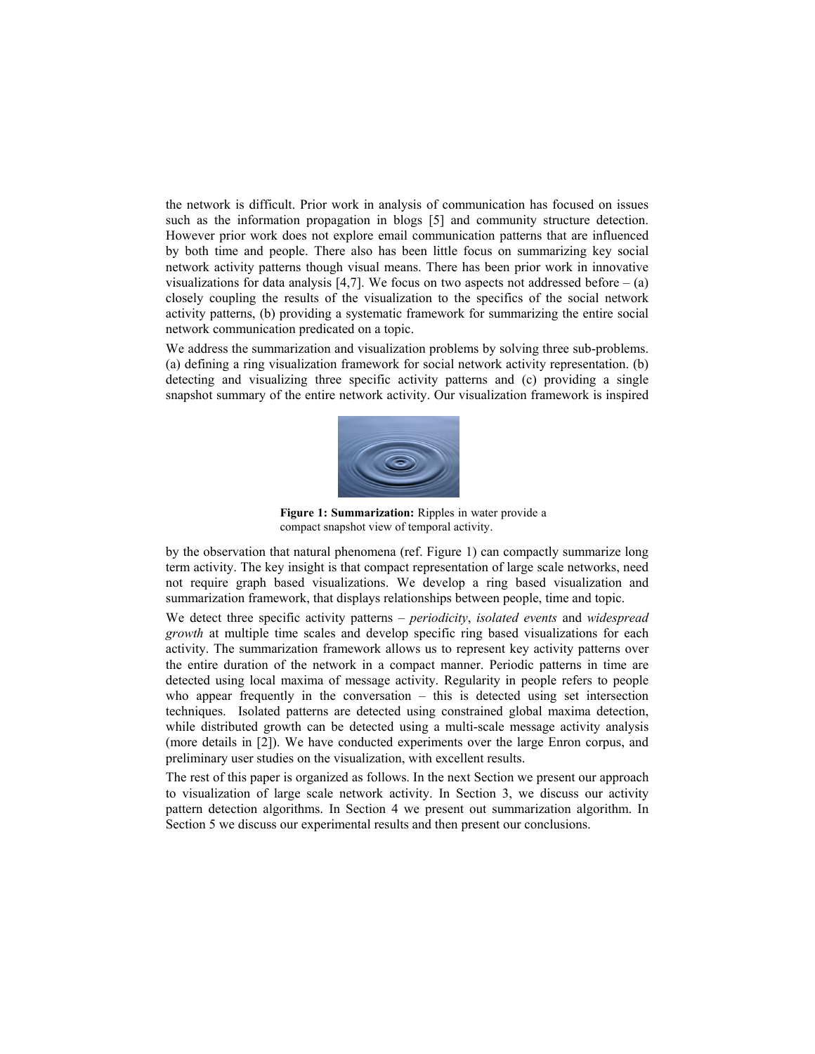the network is difficult. Prior work in analysis of communication has focused on issues such as the information propagation in blogs [5] and community structure detection. However prior work does not explore email communication patterns that are influenced by both time and people. There also has been little focus on summarizing key social network activity patterns though visual means. There has been prior work in innovative visualizations for data analysis [4,7]. We focus on two aspects not addressed before – (a) closely coupling the results of the visualization to the specifics of the social network activity patterns, (b) providing a systematic framework for summarizing the entire social network communication predicated on a topic.

We address the summarization and visualization problems by solving three sub-problems. (a) defining a ring visualization framework for social network activity representation. (b) detecting and visualizing three specific activity patterns and (c) providing a single snapshot summary of the entire network activity. Our visualization framework is inspired by the observation that natural phenomena (ref. Figure 1) can compactly summarize long term activity. The key insight is that compact representation of large scale networks, need not require graph based visualizations. We develop a ring based visualization and summarization framework, that displays relationships between people, time and topic.

**Figure 1: Summarization:** Ripples in water provide a compact snapshot view of temporal activity.

We detect three specific activity patterns – *periodicity*, *isolated events* and *widespread growth* at multiple time scales and develop specific ring based visualizations for each activity. The summarization framework allows us to represent key activity patterns over the entire duration of the network in a compact manner. Periodic patterns in time are detected using local maxima of message activity. Regularity in people refers to people who appear frequently in the conversation – this is detected using set intersection techniques. Isolated patterns are detected using constrained global maxima detection, while distributed growth can be detected using a multi-scale message activity analysis (more details in [2]). We have conducted experiments over the large Enron corpus, and preliminary user studies on the visualization, with excellent results.

The rest of this paper is organized as follows. In the next Section we present our approach to visualization of large scale network activity. In Section 3, we discuss our activity pattern detection algorithms. In Section 4 we present out summarization algorithm. In Section 5 we discuss our experimental results and then present our conclusions.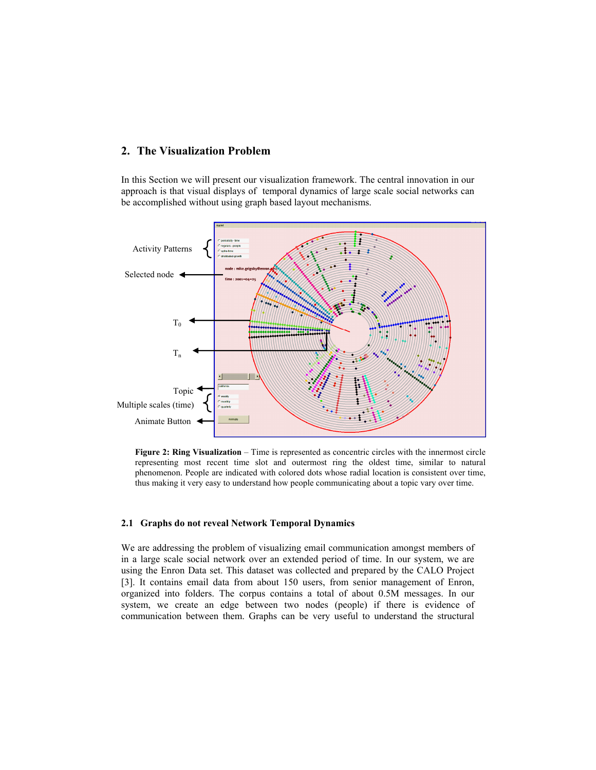## 2. The Visualization Problem

In this Section we will present our visualization framework. The central innovation in our approach is that visual displays of temporal dynamics of large scale social networks can be accomplished without using graph based layout mechanisms.

**Figure 2: Ring Visualization** – Time is represented as concentric circles with the innermost circle representing most recent time slot and outermost ring the oldest time, similar to natural phenomenon. People are indicated with colored dots whose radial location is consistent over time, thus making it very easy to understand how people communicating about a topic vary over time.

### 2.1 Graphs do not reveal Network Temporal Dynamics

We are addressing the problem of visualizing email communication amongst members of in a large scale social network over an extended period of time. In our system, we are using the Enron Data set. This dataset was collected and prepared by the CALO Project [3]. It contains email data from about 150 users, from senior management of Enron, organized into folders. The corpus contains a total of about 0.5M messages. In our system, we create an edge between two nodes (people) if there is evidence of communication between them. Graphs can be very useful to understand the structural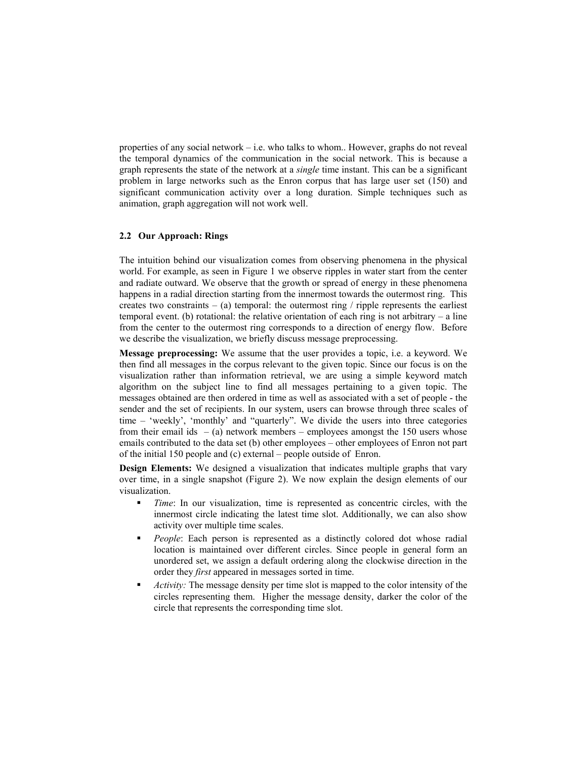properties of any social network – i.e. who talks to whom.. However, graphs do not reveal the temporal dynamics of the communication in the social network. This is because a graph represents the state of the network at a *single* time instant. This can be a significant problem in large networks such as the Enron corpus that has large user set (150) and significant communication activity over a long duration. Simple techniques such as animation, graph aggregation will not work well.

### 2.2 Our Approach: Rings

The intuition behind our visualization comes from observing phenomena in the physical world. For example, as seen in Figure 1 we observe ripples in water start from the center and radiate outward. We observe that the growth or spread of energy in these phenomena happens in a radial direction starting from the innermost towards the outermost ring. This creates two constraints – (a) temporal: the outermost ring / ripple represents the earliest temporal event. (b) rotational: the relative orientation of each ring is not arbitrary – a line from the center to the outermost ring corresponds to a direction of energy flow. Before we describe the visualization, we briefly discuss message preprocessing.

**Message preprocessing:** We assume that the user provides a topic, i.e. a keyword. We then find all messages in the corpus relevant to the given topic. Since our focus is on the visualization rather than information retrieval, we are using a simple keyword match algorithm on the subject line to find all messages pertaining to a given topic. The messages obtained are then ordered in time as well as associated with a set of people - the sender and the set of recipients. In our system, users can browse through three scales of time – 'weekly', 'monthly' and "quarterly". We divide the users into three categories from their email ids – (a) network members – employees amongst the 150 users whose emails contributed to the data set (b) other employees – other employees of Enron not part of the initial 150 people and (c) external – people outside of Enron.

**Design Elements:** We designed a visualization that indicates multiple graphs that vary over time, in a single snapshot (Figure 2). We now explain the design elements of our visualization.

- *Time*: In our visualization, time is represented as concentric circles, with the innermost circle indicating the latest time slot. Additionally, we can also show activity over multiple time scales.
- *People*: Each person is represented as a distinctly colored dot whose radial location is maintained over different circles. Since people in general form an unordered set, we assign a default ordering along the clockwise direction in the order they *first* appeared in messages sorted in time.
- *Activity:* The message density per time slot is mapped to the color intensity of the circles representing them. Higher the message density, darker the color of the circle that represents the corresponding time slot.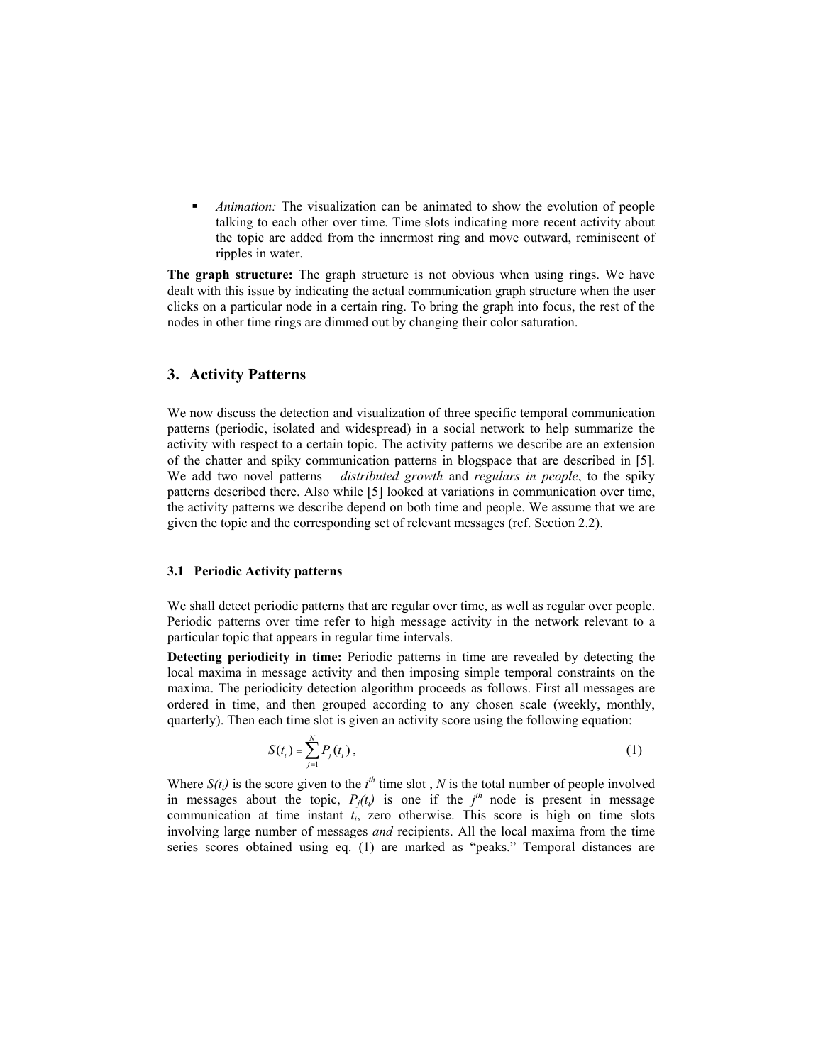- *Animation:* The visualization can be animated to show the evolution of people talking to each other over time. Time slots indicating more recent activity about the topic are added from the innermost ring and move outward, reminiscent of ripples in water.

**The graph structure:** The graph structure is not obvious when using rings. We have dealt with this issue by indicating the actual communication graph structure when the user clicks on a particular node in a certain ring. To bring the graph into focus, the rest of the nodes in other time rings are dimmed out by changing their color saturation.

## 3. Activity Patterns

We now discuss the detection and visualization of three specific temporal communication patterns (periodic, isolated and widespread) in a social network to help summarize the activity with respect to a certain topic. The activity patterns we describe are an extension of the chatter and spiky communication patterns in blogspace that are described in [5]. We add two novel patterns – *distributed growth* and *regulars in people*, to the spiky patterns described there. Also while [5] looked at variations in communication over time, the activity patterns we describe depend on both time and people. We assume that we are given the topic and the corresponding set of relevant messages (ref. Section 2.2).

### 3.1 Periodic Activity patterns

We shall detect periodic patterns that are regular over time, as well as regular over people. Periodic patterns over time refer to high message activity in the network relevant to a particular topic that appears in regular time intervals.

**Detecting periodicity in time:** Periodic patterns in time are revealed by detecting the local maxima in message activity and then imposing simple temporal constraints on the maxima. The periodicity detection algorithm proceeds as follows. First all messages are ordered in time, and then grouped according to any chosen scale (weekly, monthly, quarterly). Then each time slot is given an activity score using the following equation:

$$S(t_i) = \sum_{j=1}^{N} P_j(t_i), \tag{1}$$

Where $S(t_i)$ is the score given to the $i^{th}$ time slot , $N$ is the total number of people involved in messages about the topic, $P_j(t_i)$ is one if the $j^{th}$ node is present in message communication at time instant $t_i$, zero otherwise. This score is high on time slots involving large number of messages *and* recipients. All the local maxima from the time series scores obtained using eq. (1) are marked as "peaks." Temporal distances are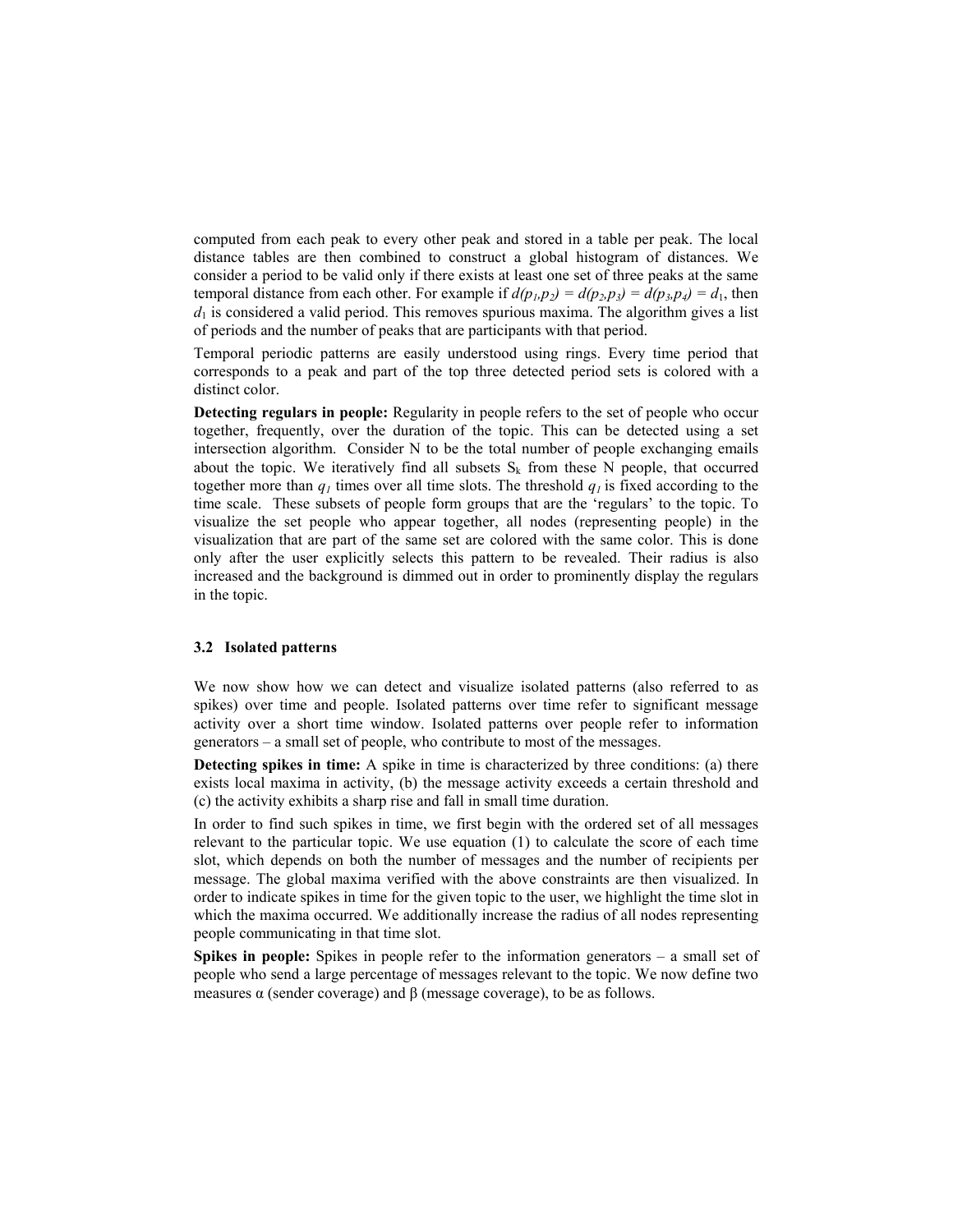computed from each peak to every other peak and stored in a table per peak. The local distance tables are then combined to construct a global histogram of distances. We consider a period to be valid only if there exists at least one set of three peaks at the same temporal distance from each other. For example if $d(p_1,p_2) = d(p_2,p_3) = d(p_3,p_4) = d_1$, then $d_1$ is considered a valid period. This removes spurious maxima. The algorithm gives a list of periods and the number of peaks that are participants with that period.

Temporal periodic patterns are easily understood using rings. Every time period that corresponds to a peak and part of the top three detected period sets is colored with a distinct color.

**Detecting regulars in people:** Regularity in people refers to the set of people who occur together, frequently, over the duration of the topic. This can be detected using a set intersection algorithm. Consider N to be the total number of people exchanging emails about the topic. We iteratively find all subsets $S_k$ from these N people, that occurred together more than $q_1$ times over all time slots. The threshold $q_1$ is fixed according to the time scale. These subsets of people form groups that are the 'regulars' to the topic. To visualize the set people who appear together, all nodes (representing people) in the visualization that are part of the same set are colored with the same color. This is done only after the user explicitly selects this pattern to be revealed. Their radius is also increased and the background is dimmed out in order to prominently display the regulars in the topic.

### 3.2 Isolated patterns

We now show how we can detect and visualize isolated patterns (also referred to as spikes) over time and people. Isolated patterns over time refer to significant message activity over a short time window. Isolated patterns over people refer to information generators – a small set of people, who contribute to most of the messages.

**Detecting spikes in time:** A spike in time is characterized by three conditions: (a) there exists local maxima in activity, (b) the message activity exceeds a certain threshold and (c) the activity exhibits a sharp rise and fall in small time duration.

In order to find such spikes in time, we first begin with the ordered set of all messages relevant to the particular topic. We use equation (1) to calculate the score of each time slot, which depends on both the number of messages and the number of recipients per message. The global maxima verified with the above constraints are then visualized. In order to indicate spikes in time for the given topic to the user, we highlight the time slot in which the maxima occurred. We additionally increase the radius of all nodes representing people communicating in that time slot.

**Spikes in people:** Spikes in people refer to the information generators – a small set of people who send a large percentage of messages relevant to the topic. We now define two measures $\alpha$ (sender coverage) and $\beta$ (message coverage), to be as follows.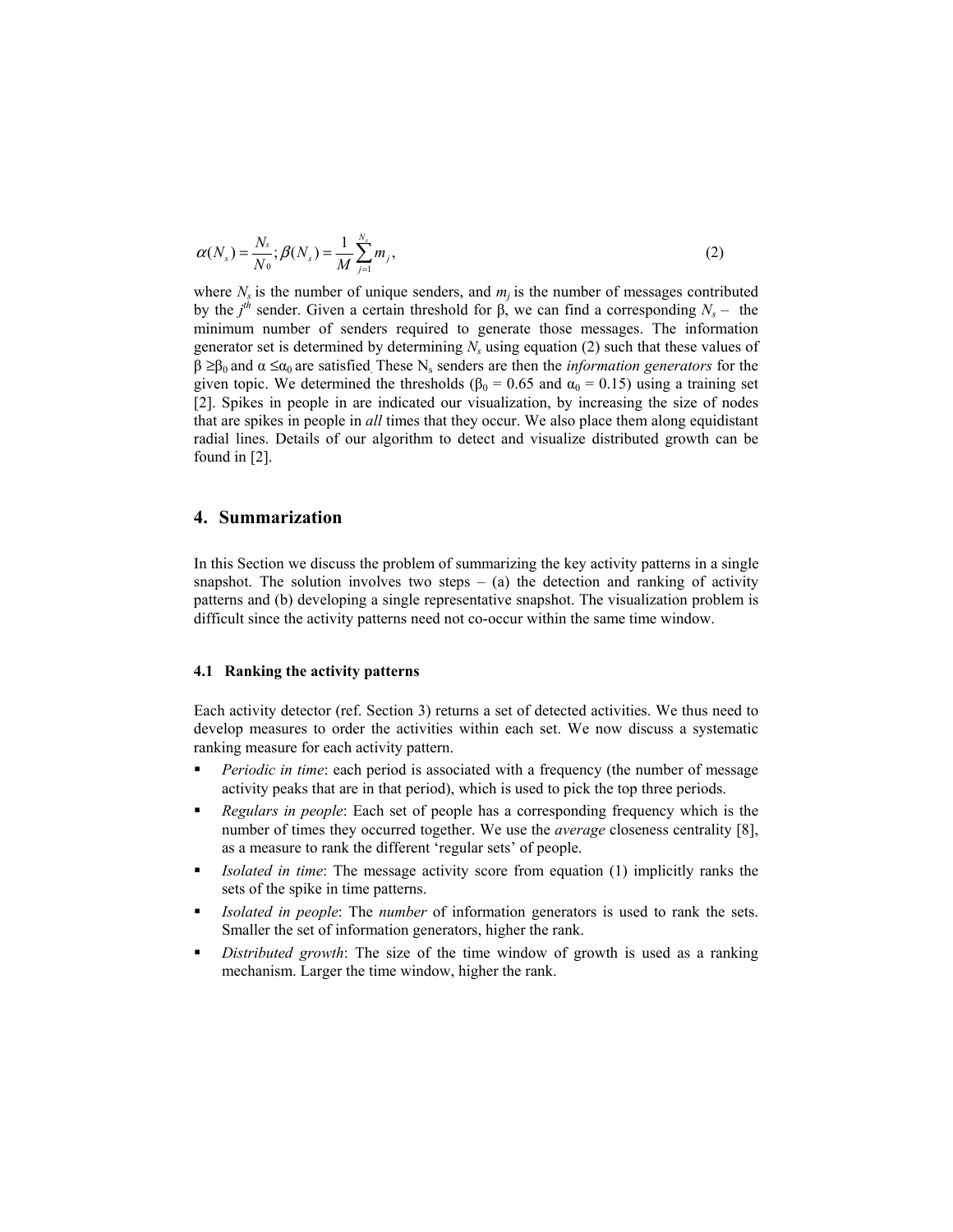$$\alpha(N_s) = \frac{N_s}{N_0}; \beta(N_s) = \frac{1}{M}\sum_{j=1}^{N_s} m_j, \tag{2}$$

where $N_s$ is the number of unique senders, and $m_j$ is the number of messages contributed by the $j^{th}$ sender. Given a certain threshold for β, we can find a corresponding $N_s$ – the minimum number of senders required to generate those messages. The information generator set is determined by determining $N_s$ using equation (2) such that these values of $\beta \geq \beta_0$ and $\alpha \leq \alpha_0$ are satisfied. These $N_s$ senders are then the *information generators* for the given topic. We determined the thresholds ($\beta_0 = 0.65$ and $\alpha_0 = 0.15$) using a training set [2]. Spikes in people in are indicated our visualization, by increasing the size of nodes that are spikes in people in *all* times that they occur. We also place them along equidistant radial lines. Details of our algorithm to detect and visualize distributed growth can be found in [2].

## 4. Summarization

In this Section we discuss the problem of summarizing the key activity patterns in a single snapshot. The solution involves two steps – (a) the detection and ranking of activity patterns and (b) developing a single representative snapshot. The visualization problem is difficult since the activity patterns need not co-occur within the same time window.

### 4.1 Ranking the activity patterns

Each activity detector (ref. Section 3) returns a set of detected activities. We thus need to develop measures to order the activities within each set. We now discuss a systematic ranking measure for each activity pattern.

- *Periodic in time*: each period is associated with a frequency (the number of message activity peaks that are in that period), which is used to pick the top three periods.
- *Regulars in people*: Each set of people has a corresponding frequency which is the number of times they occurred together. We use the *average* closeness centrality [8], as a measure to rank the different 'regular sets' of people.
- *Isolated in time*: The message activity score from equation (1) implicitly ranks the sets of the spike in time patterns.
- *Isolated in people*: The *number* of information generators is used to rank the sets. Smaller the set of information generators, higher the rank.
- *Distributed growth*: The size of the time window of growth is used as a ranking mechanism. Larger the time window, higher the rank.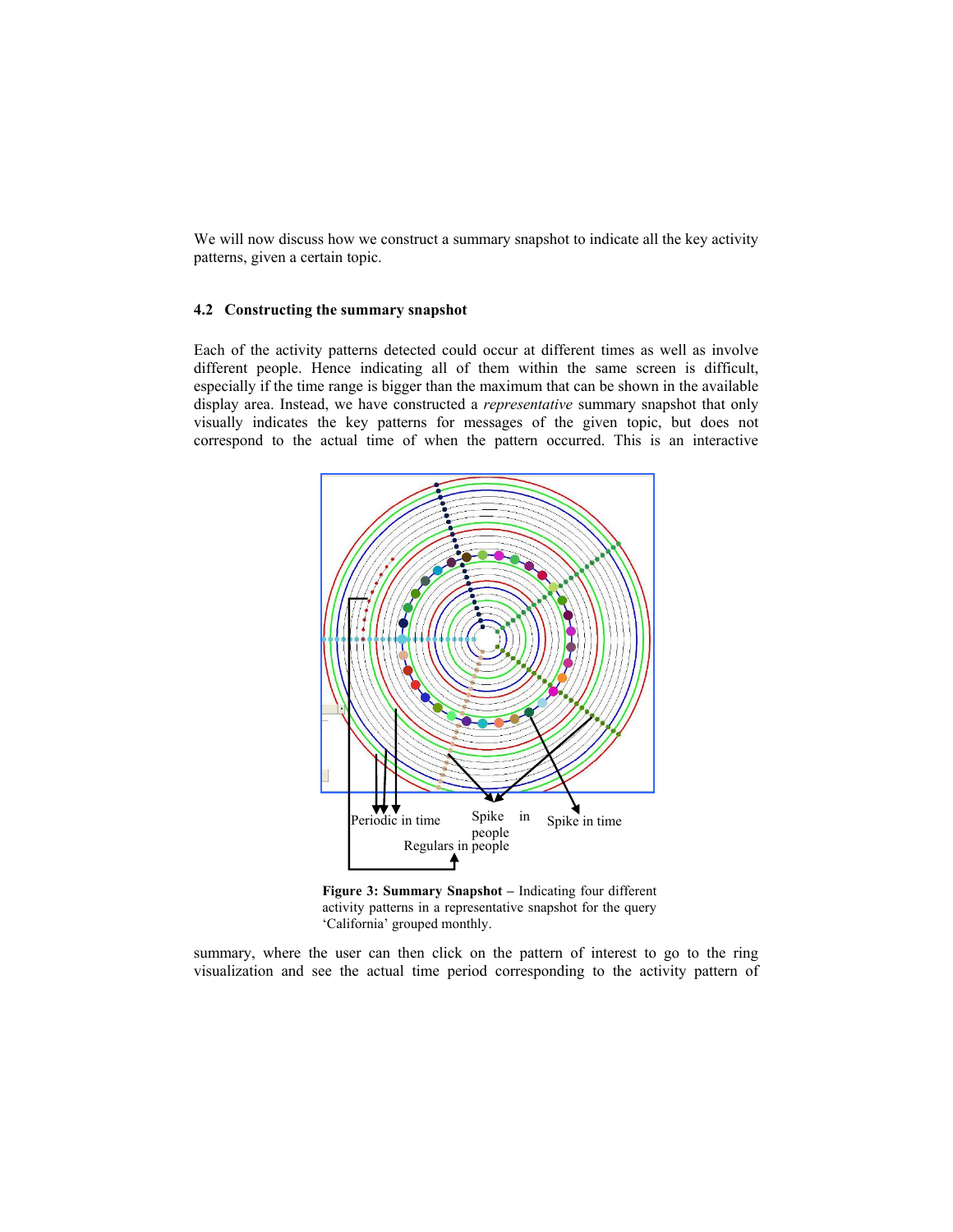We will now discuss how we construct a summary snapshot to indicate all the key activity patterns, given a certain topic.

### 4.2 Constructing the summary snapshot

Each of the activity patterns detected could occur at different times as well as involve different people. Hence indicating all of them within the same screen is difficult, especially if the time range is bigger than the maximum that can be shown in the available display area. Instead, we have constructed a *representative* summary snapshot that only visually indicates the key patterns for messages of the given topic, but does not correspond to the actual time of when the pattern occurred. This is an interactive

**Figure 3: Summary Snapshot –** Indicating four different activity patterns in a representative snapshot for the query 'California' grouped monthly.

summary, where the user can then click on the pattern of interest to go to the ring visualization and see the actual time period corresponding to the activity pattern of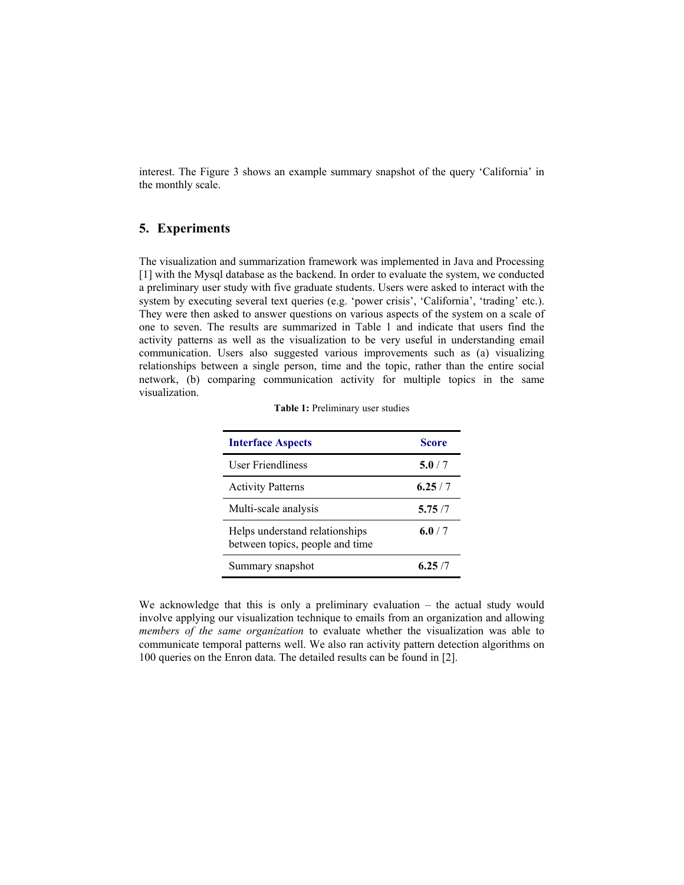interest. The Figure 3 shows an example summary snapshot of the query 'California' in the monthly scale.

## 5. Experiments

The visualization and summarization framework was implemented in Java and Processing [1] with the Mysql database as the backend. In order to evaluate the system, we conducted a preliminary user study with five graduate students. Users were asked to interact with the system by executing several text queries (e.g. 'power crisis', 'California', 'trading' etc.). They were then asked to answer questions on various aspects of the system on a scale of one to seven. The results are summarized in Table 1 and indicate that users find the activity patterns as well as the visualization to be very useful in understanding email communication. Users also suggested various improvements such as (a) visualizing relationships between a single person, time and the topic, rather than the entire social network, (b) comparing communication activity for multiple topics in the same visualization.

**Table 1:** Preliminary user studies

| Interface Aspects | Score |
|---|---|
| User Friendliness | **5.0** / 7 |
| Activity Patterns | **6.25** / 7 |
| Multi-scale analysis | **5.75** /7 |
| Helps understand relationships between topics, people and time | **6.0** / 7 |
| Summary snapshot | **6.25** /7 |

We acknowledge that this is only a preliminary evaluation – the actual study would involve applying our visualization technique to emails from an organization and allowing *members of the same organization* to evaluate whether the visualization was able to communicate temporal patterns well. We also ran activity pattern detection algorithms on 100 queries on the Enron data. The detailed results can be found in [2].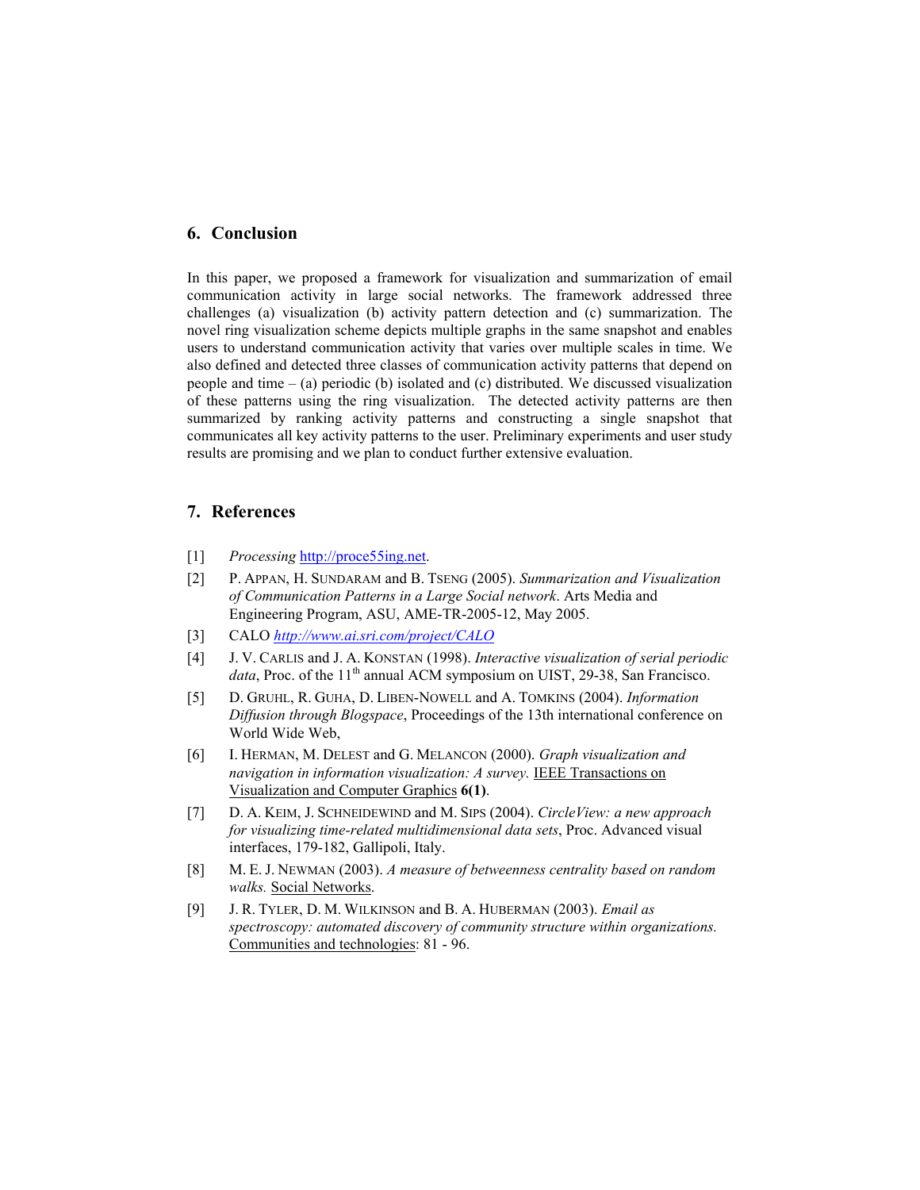## 6. Conclusion

In this paper, we proposed a framework for visualization and summarization of email communication activity in large social networks. The framework addressed three challenges (a) visualization (b) activity pattern detection and (c) summarization. The novel ring visualization scheme depicts multiple graphs in the same snapshot and enables users to understand communication activity that varies over multiple scales in time. We also defined and detected three classes of communication activity patterns that depend on people and time – (a) periodic (b) isolated and (c) distributed. We discussed visualization of these patterns using the ring visualization. The detected activity patterns are then summarized by ranking activity patterns and constructing a single snapshot that communicates all key activity patterns to the user. Preliminary experiments and user study results are promising and we plan to conduct further extensive evaluation.

## 7. References

[1] *Processing* http://proce55ing.net.

[2] P. APPAN, H. SUNDARAM and B. TSENG (2005). *Summarization and Visualization of Communication Patterns in a Large Social network*. Arts Media and Engineering Program, ASU, AME-TR-2005-12, May 2005.

[3] CALO *http://www.ai.sri.com/project/CALO*

[4] J. V. CARLIS and J. A. KONSTAN (1998). *Interactive visualization of serial periodic data*, Proc. of the 11th annual ACM symposium on UIST, 29-38, San Francisco.

[5] D. GRUHL, R. GUHA, D. LIBEN-NOWELL and A. TOMKINS (2004). *Information Diffusion through Blogspace*, Proceedings of the 13th international conference on World Wide Web,

[6] I. HERMAN, M. DELEST and G. MELANCON (2000). *Graph visualization and navigation in information visualization: A survey.* IEEE Transactions on Visualization and Computer Graphics **6(1)**.

[7] D. A. KEIM, J. SCHNEIDEWIND and M. SIPS (2004). *CircleView: a new approach for visualizing time-related multidimensional data sets*, Proc. Advanced visual interfaces, 179-182, Gallipoli, Italy.

[8] M. E. J. NEWMAN (2003). *A measure of betweenness centrality based on random walks.* Social Networks.

[9] J. R. TYLER, D. M. WILKINSON and B. A. HUBERMAN (2003). *Email as spectroscopy: automated discovery of community structure within organizations.* Communities and technologies: 81 - 96.